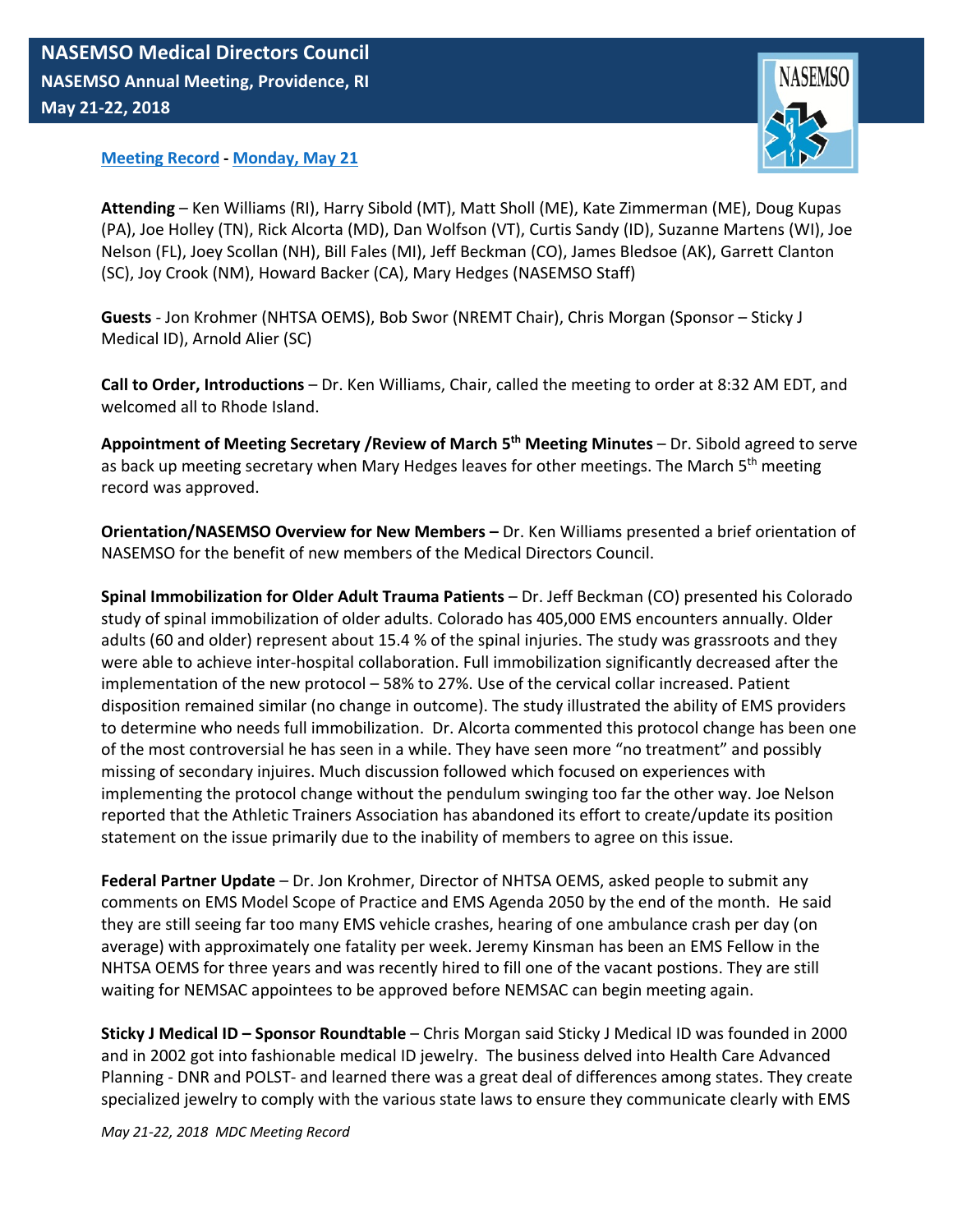# NASEMSO Medical Directors Council

## NASEMSO Annual Meeting, Providence, RI

## May 21-22, 2018

**Meeting Record - Monday, May 21**

**Attending** – Ken Williams (RI), Harry Sibold (MT), Matt Sholl (ME), Kate Zimmerman (ME), Doug Kupas (PA), Joe Holley (TN), Rick Alcorta (MD), Dan Wolfson (VT), Curtis Sandy (ID), Suzanne Martens (WI), Joe Nelson (FL), Joey Scollan (NH), Bill Fales (MI), Jeff Beckman (CO), James Bledsoe (AK), Garrett Clanton (SC), Joy Crook (NM), Howard Backer (CA), Mary Hedges (NASEMSO Staff)

**Guests** - Jon Krohmer (NHTSA OEMS), Bob Swor (NREMT Chair), Chris Morgan (Sponsor – Sticky J Medical ID), Arnold Alier (SC)

**Call to Order, Introductions** – Dr. Ken Williams, Chair, called the meeting to order at 8:32 AM EDT, and welcomed all to Rhode Island.

**Appointment of Meeting Secretary /Review of March 5th Meeting Minutes** – Dr. Sibold agreed to serve as back up meeting secretary when Mary Hedges leaves for other meetings. The March 5th meeting record was approved.

**Orientation/NASEMSO Overview for New Members –** Dr. Ken Williams presented a brief orientation of NASEMSO for the benefit of new members of the Medical Directors Council.

**Spinal Immobilization for Older Adult Trauma Patients** – Dr. Jeff Beckman (CO) presented his Colorado study of spinal immobilization of older adults. Colorado has 405,000 EMS encounters annually. Older adults (60 and older) represent about 15.4 % of the spinal injuries. The study was grassroots and they were able to achieve inter-hospital collaboration. Full immobilization significantly decreased after the implementation of the new protocol – 58% to 27%. Use of the cervical collar increased. Patient disposition remained similar (no change in outcome). The study illustrated the ability of EMS providers to determine who needs full immobilization. Dr. Alcorta commented this protocol change has been one of the most controversial he has seen in a while. They have seen more "no treatment" and possibly missing of secondary injuires. Much discussion followed which focused on experiences with implementing the protocol change without the pendulum swinging too far the other way. Joe Nelson reported that the Athletic Trainers Association has abandoned its effort to create/update its position statement on the issue primarily due to the inability of members to agree on this issue.

**Federal Partner Update** – Dr. Jon Krohmer, Director of NHTSA OEMS, asked people to submit any comments on EMS Model Scope of Practice and EMS Agenda 2050 by the end of the month. He said they are still seeing far too many EMS vehicle crashes, hearing of one ambulance crash per day (on average) with approximately one fatality per week. Jeremy Kinsman has been an EMS Fellow in the NHTSA OEMS for three years and was recently hired to fill one of the vacant postions. They are still waiting for NEMSAC appointees to be approved before NEMSAC can begin meeting again.

**Sticky J Medical ID – Sponsor Roundtable** – Chris Morgan said Sticky J Medical ID was founded in 2000 and in 2002 got into fashionable medical ID jewelry. The business delved into Health Care Advanced Planning - DNR and POLST- and learned there was a great deal of differences among states. They create specialized jewelry to comply with the various state laws to ensure they communicate clearly with EMS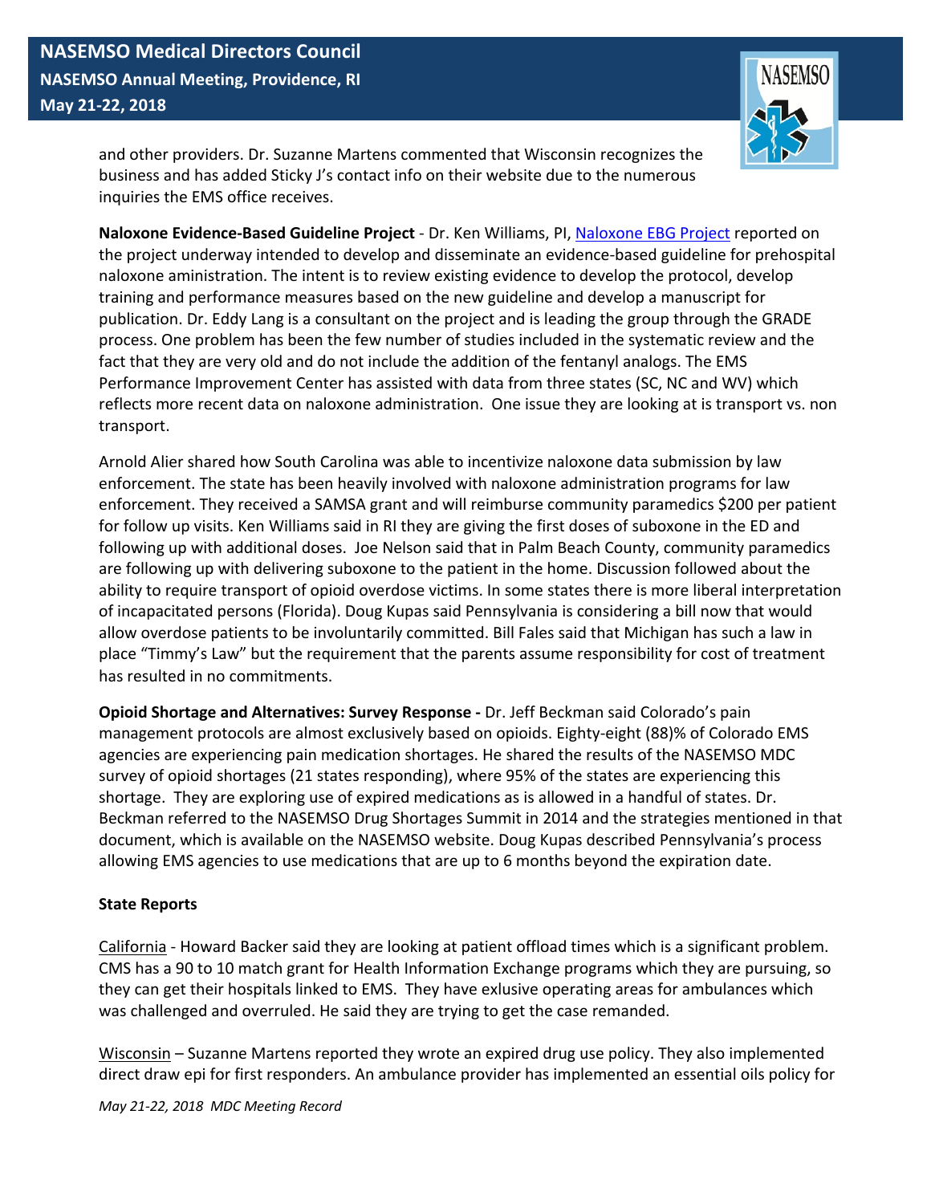and other providers. Dr. Suzanne Martens commented that Wisconsin recognizes the business and has added Sticky J's contact info on their website due to the numerous inquiries the EMS office receives.

**Naloxone Evidence-Based Guideline Project** - Dr. Ken Williams, PI, Naloxone EBG Project reported on the project underway intended to develop and disseminate an evidence-based guideline for prehospital naloxone aministration. The intent is to review existing evidence to develop the protocol, develop training and performance measures based on the new guideline and develop a manuscript for publication. Dr. Eddy Lang is a consultant on the project and is leading the group through the GRADE process. One problem has been the few number of studies included in the systematic review and the fact that they are very old and do not include the addition of the fentanyl analogs. The EMS Performance Improvement Center has assisted with data from three states (SC, NC and WV) which reflects more recent data on naloxone administration. One issue they are looking at is transport vs. non transport.

Arnold Alier shared how South Carolina was able to incentivize naloxone data submission by law enforcement. The state has been heavily involved with naloxone administration programs for law enforcement. They received a SAMSA grant and will reimburse community paramedics $200 per patient for follow up visits. Ken Williams said in RI they are giving the first doses of suboxone in the ED and following up with additional doses. Joe Nelson said that in Palm Beach County, community paramedics are following up with delivering suboxone to the patient in the home. Discussion followed about the ability to require transport of opioid overdose victims. In some states there is more liberal interpretation of incapacitated persons (Florida). Doug Kupas said Pennsylvania is considering a bill now that would allow overdose patients to be involuntarily committed. Bill Fales said that Michigan has such a law in place "Timmy's Law" but the requirement that the parents assume responsibility for cost of treatment has resulted in no commitments.

**Opioid Shortage and Alternatives: Survey Response -** Dr. Jeff Beckman said Colorado's pain management protocols are almost exclusively based on opioids. Eighty-eight (88)% of Colorado EMS agencies are experiencing pain medication shortages. He shared the results of the NASEMSO MDC survey of opioid shortages (21 states responding), where 95% of the states are experiencing this shortage. They are exploring use of expired medications as is allowed in a handful of states. Dr. Beckman referred to the NASEMSO Drug Shortages Summit in 2014 and the strategies mentioned in that document, which is available on the NASEMSO website. Doug Kupas described Pennsylvania's process allowing EMS agencies to use medications that are up to 6 months beyond the expiration date.

**State Reports**

California - Howard Backer said they are looking at patient offload times which is a significant problem. CMS has a 90 to 10 match grant for Health Information Exchange programs which they are pursuing, so they can get their hospitals linked to EMS. They have exlusive operating areas for ambulances which was challenged and overruled. He said they are trying to get the case remanded.

Wisconsin – Suzanne Martens reported they wrote an expired drug use policy. They also implemented direct draw epi for first responders. An ambulance provider has implemented an essential oils policy for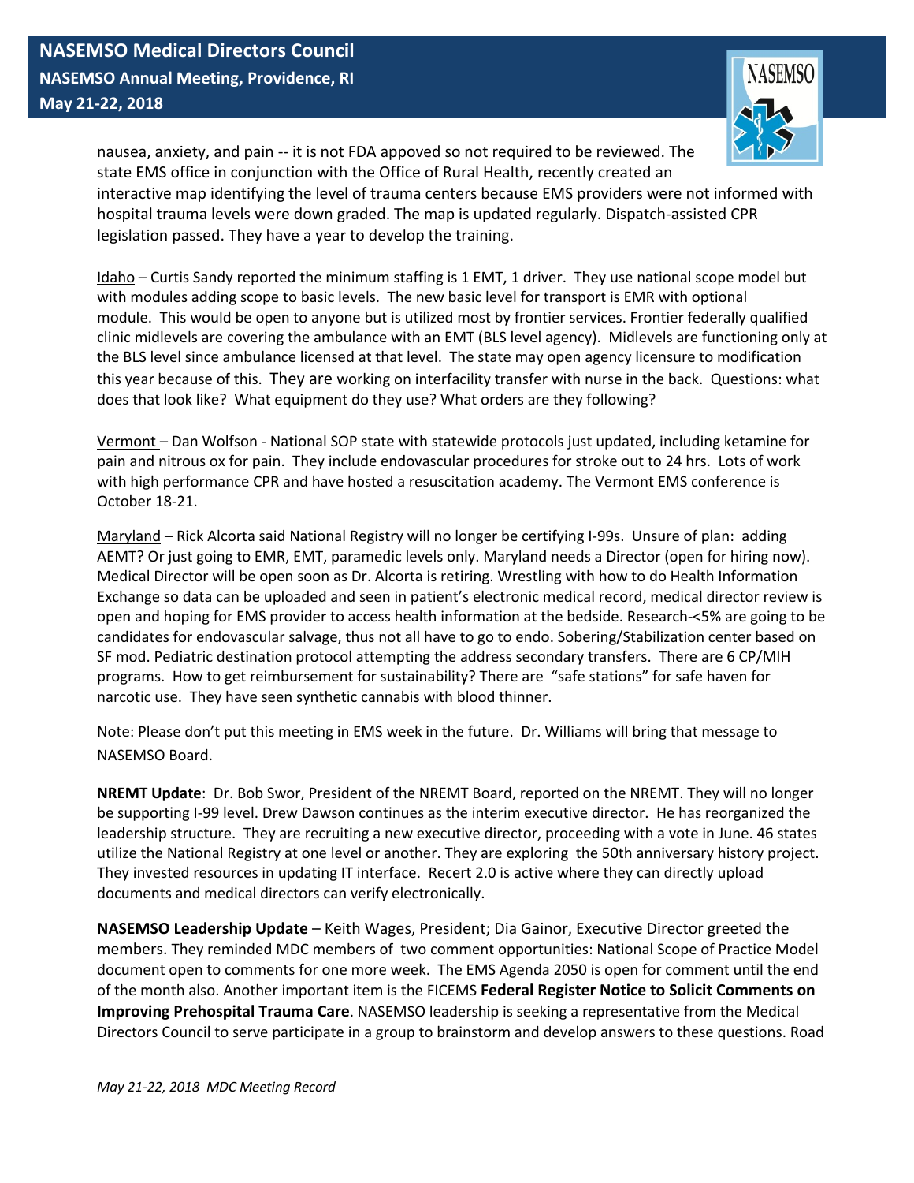nausea, anxiety, and pain -- it is not FDA appoved so not required to be reviewed. The state EMS office in conjunction with the Office of Rural Health, recently created an interactive map identifying the level of trauma centers because EMS providers were not informed with hospital trauma levels were down graded. The map is updated regularly. Dispatch-assisted CPR legislation passed. They have a year to develop the training.

Idaho – Curtis Sandy reported the minimum staffing is 1 EMT, 1 driver. They use national scope model but with modules adding scope to basic levels. The new basic level for transport is EMR with optional module. This would be open to anyone but is utilized most by frontier services. Frontier federally qualified clinic midlevels are covering the ambulance with an EMT (BLS level agency). Midlevels are functioning only at the BLS level since ambulance licensed at that level. The state may open agency licensure to modification this year because of this. They are working on interfacility transfer with nurse in the back. Questions: what does that look like? What equipment do they use? What orders are they following?

Vermont – Dan Wolfson - National SOP state with statewide protocols just updated, including ketamine for pain and nitrous ox for pain. They include endovascular procedures for stroke out to 24 hrs. Lots of work with high performance CPR and have hosted a resuscitation academy. The Vermont EMS conference is October 18-21.

Maryland – Rick Alcorta said National Registry will no longer be certifying I-99s. Unsure of plan: adding AEMT? Or just going to EMR, EMT, paramedic levels only. Maryland needs a Director (open for hiring now). Medical Director will be open soon as Dr. Alcorta is retiring. Wrestling with how to do Health Information Exchange so data can be uploaded and seen in patient's electronic medical record, medical director review is open and hoping for EMS provider to access health information at the bedside. Research-<5% are going to be candidates for endovascular salvage, thus not all have to go to endo. Sobering/Stabilization center based on SF mod. Pediatric destination protocol attempting the address secondary transfers. There are 6 CP/MIH programs. How to get reimbursement for sustainability? There are "safe stations" for safe haven for narcotic use. They have seen synthetic cannabis with blood thinner.

Note: Please don't put this meeting in EMS week in the future. Dr. Williams will bring that message to NASEMSO Board.

**NREMT Update**: Dr. Bob Swor, President of the NREMT Board, reported on the NREMT. They will no longer be supporting I-99 level. Drew Dawson continues as the interim executive director. He has reorganized the leadership structure. They are recruiting a new executive director, proceeding with a vote in June. 46 states utilize the National Registry at one level or another. They are exploring the 50th anniversary history project. They invested resources in updating IT interface. Recert 2.0 is active where they can directly upload documents and medical directors can verify electronically.

**NASEMSO Leadership Update** – Keith Wages, President; Dia Gainor, Executive Director greeted the members. They reminded MDC members of two comment opportunities: National Scope of Practice Model document open to comments for one more week. The EMS Agenda 2050 is open for comment until the end of the month also. Another important item is the FICEMS **Federal Register Notice to Solicit Comments on Improving Prehospital Trauma Care**. NASEMSO leadership is seeking a representative from the Medical Directors Council to serve participate in a group to brainstorm and develop answers to these questions. Road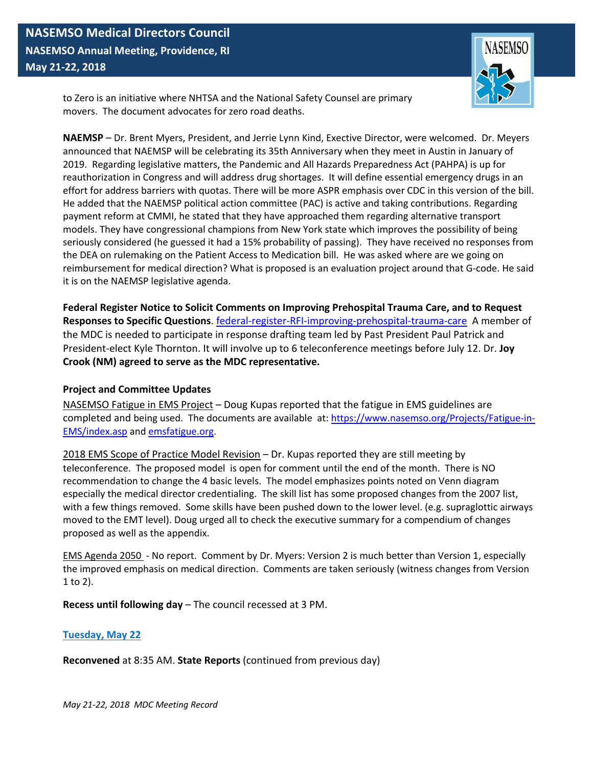to Zero is an initiative where NHTSA and the National Safety Counsel are primary movers. The document advocates for zero road deaths.

**NAEMSP** – Dr. Brent Myers, President, and Jerrie Lynn Kind, Exective Director, were welcomed. Dr. Meyers announced that NAEMSP will be celebrating its 35th Anniversary when they meet in Austin in January of 2019. Regarding legislative matters, the Pandemic and All Hazards Preparedness Act (PAHPA) is up for reauthorization in Congress and will address drug shortages. It will define essential emergency drugs in an effort for address barriers with quotas. There will be more ASPR emphasis over CDC in this version of the bill. He added that the NAEMSP political action committee (PAC) is active and taking contributions. Regarding payment reform at CMMI, he stated that they have approached them regarding alternative transport models. They have congressional champions from New York state which improves the possibility of being seriously considered (he guessed it had a 15% probability of passing). They have received no responses from the DEA on rulemaking on the Patient Access to Medication bill. He was asked where are we going on reimbursement for medical direction? What is proposed is an evaluation project around that G-code. He said it is on the NAEMSP legislative agenda.

**Federal Register Notice to Solicit Comments on Improving Prehospital Trauma Care, and to Request Responses to Specific Questions**. federal-register-RFI-improving-prehospital-trauma-care A member of the MDC is needed to participate in response drafting team led by Past President Paul Patrick and President-elect Kyle Thornton. It will involve up to 6 teleconference meetings before July 12. Dr. **Joy Crook (NM) agreed to serve as the MDC representative.**

**Project and Committee Updates**

NASEMSO Fatigue in EMS Project – Doug Kupas reported that the fatigue in EMS guidelines are completed and being used. The documents are available at: https://www.nasemso.org/Projects/Fatigue-in-EMS/index.asp and emsfatigue.org.

2018 EMS Scope of Practice Model Revision – Dr. Kupas reported they are still meeting by teleconference. The proposed model is open for comment until the end of the month. There is NO recommendation to change the 4 basic levels. The model emphasizes points noted on Venn diagram especially the medical director credentialing. The skill list has some proposed changes from the 2007 list, with a few things removed. Some skills have been pushed down to the lower level. (e.g. supraglottic airways moved to the EMT level). Doug urged all to check the executive summary for a compendium of changes proposed as well as the appendix.

EMS Agenda 2050 - No report. Comment by Dr. Myers: Version 2 is much better than Version 1, especially the improved emphasis on medical direction. Comments are taken seriously (witness changes from Version 1 to 2).

**Recess until following day** – The council recessed at 3 PM.

**Tuesday, May 22**

**Reconvened** at 8:35 AM. **State Reports** (continued from previous day)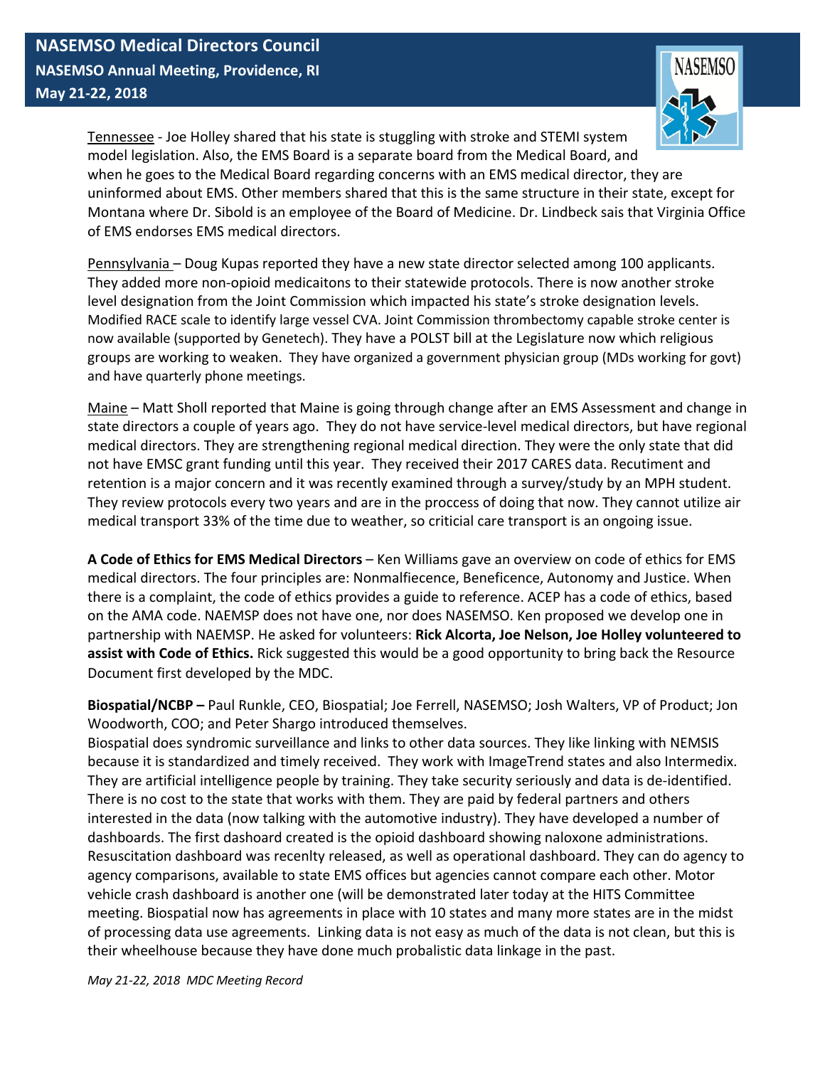Tennessee - Joe Holley shared that his state is stuggling with stroke and STEMI system model legislation. Also, the EMS Board is a separate board from the Medical Board, and when he goes to the Medical Board regarding concerns with an EMS medical director, they are uninformed about EMS. Other members shared that this is the same structure in their state, except for Montana where Dr. Sibold is an employee of the Board of Medicine. Dr. Lindbeck sais that Virginia Office of EMS endorses EMS medical directors.

Pennsylvania – Doug Kupas reported they have a new state director selected among 100 applicants. They added more non-opioid medicaitons to their statewide protocols. There is now another stroke level designation from the Joint Commission which impacted his state's stroke designation levels. Modified RACE scale to identify large vessel CVA. Joint Commission thrombectomy capable stroke center is now available (supported by Genetech). They have a POLST bill at the Legislature now which religious groups are working to weaken. They have organized a government physician group (MDs working for govt) and have quarterly phone meetings.

Maine – Matt Sholl reported that Maine is going through change after an EMS Assessment and change in state directors a couple of years ago. They do not have service-level medical directors, but have regional medical directors. They are strengthening regional medical direction. They were the only state that did not have EMSC grant funding until this year. They received their 2017 CARES data. Recutiment and retention is a major concern and it was recently examined through a survey/study by an MPH student. They review protocols every two years and are in the proccess of doing that now. They cannot utilize air medical transport 33% of the time due to weather, so criticial care transport is an ongoing issue.

**A Code of Ethics for EMS Medical Directors** – Ken Williams gave an overview on code of ethics for EMS medical directors. The four principles are: Nonmalfiecence, Beneficence, Autonomy and Justice. When there is a complaint, the code of ethics provides a guide to reference. ACEP has a code of ethics, based on the AMA code. NAEMSP does not have one, nor does NASEMSO. Ken proposed we develop one in partnership with NAEMSP. He asked for volunteers: **Rick Alcorta, Joe Nelson, Joe Holley volunteered to assist with Code of Ethics.** Rick suggested this would be a good opportunity to bring back the Resource Document first developed by the MDC.

**Biospatial/NCBP –** Paul Runkle, CEO, Biospatial; Joe Ferrell, NASEMSO; Josh Walters, VP of Product; Jon Woodworth, COO; and Peter Shargo introduced themselves.

Biospatial does syndromic surveillance and links to other data sources. They like linking with NEMSIS because it is standardized and timely received. They work with ImageTrend states and also Intermedix. They are artificial intelligence people by training. They take security seriously and data is de-identified. There is no cost to the state that works with them. They are paid by federal partners and others interested in the data (now talking with the automotive industry). They have developed a number of dashboards. The first dashoard created is the opioid dashboard showing naloxone administrations. Resuscitation dashboard was recenlty released, as well as operational dashboard. They can do agency to agency comparisons, available to state EMS offices but agencies cannot compare each other. Motor vehicle crash dashboard is another one (will be demonstrated later today at the HITS Committee meeting. Biospatial now has agreements in place with 10 states and many more states are in the midst of processing data use agreements. Linking data is not easy as much of the data is not clean, but this is their wheelhouse because they have done much probalistic data linkage in the past.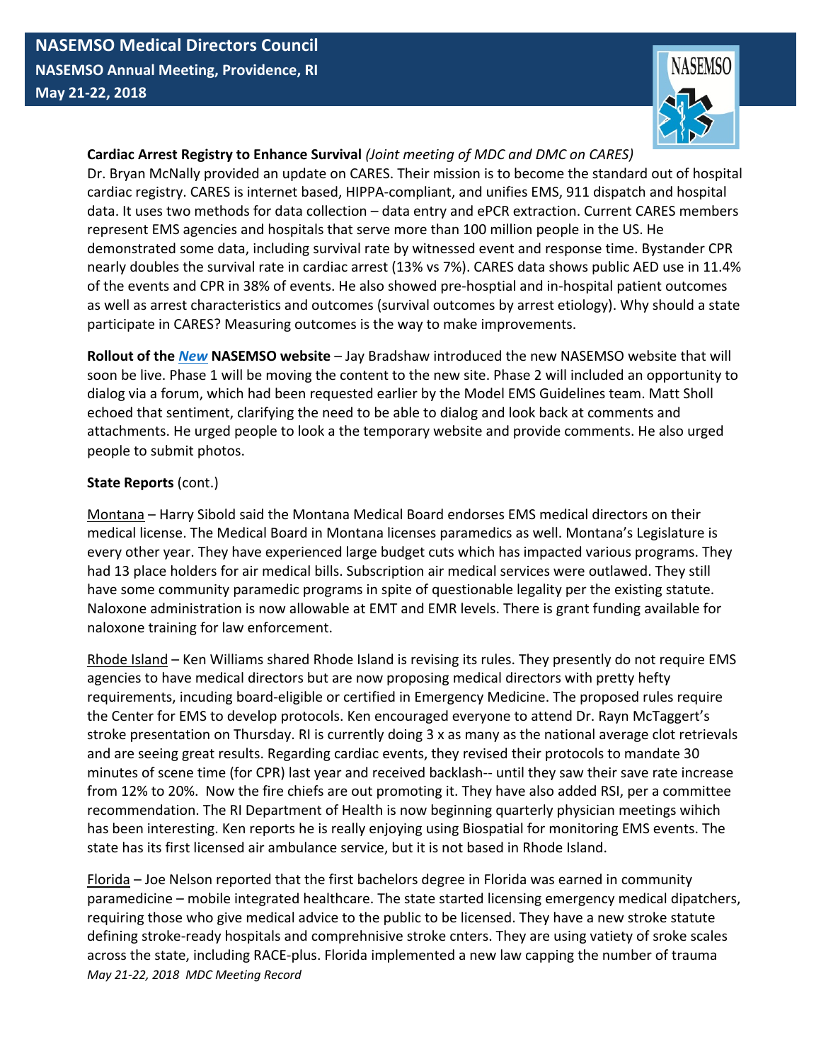**Cardiac Arrest Registry to Enhance Survival** *(Joint meeting of MDC and DMC on CARES)*
Dr. Bryan McNally provided an update on CARES. Their mission is to become the standard out of hospital cardiac registry. CARES is internet based, HIPPA-compliant, and unifies EMS, 911 dispatch and hospital data. It uses two methods for data collection – data entry and ePCR extraction. Current CARES members represent EMS agencies and hospitals that serve more than 100 million people in the US. He demonstrated some data, including survival rate by witnessed event and response time. Bystander CPR nearly doubles the survival rate in cardiac arrest (13% vs 7%). CARES data shows public AED use in 11.4% of the events and CPR in 38% of events. He also showed pre-hosptial and in-hospital patient outcomes as well as arrest characteristics and outcomes (survival outcomes by arrest etiology). Why should a state participate in CARES? Measuring outcomes is the way to make improvements.

**Rollout of the *New* NASEMSO website** – Jay Bradshaw introduced the new NASEMSO website that will soon be live. Phase 1 will be moving the content to the new site. Phase 2 will included an opportunity to dialog via a forum, which had been requested earlier by the Model EMS Guidelines team. Matt Sholl echoed that sentiment, clarifying the need to be able to dialog and look back at comments and attachments. He urged people to look a the temporary website and provide comments. He also urged people to submit photos.

**State Reports** (cont.)

Montana – Harry Sibold said the Montana Medical Board endorses EMS medical directors on their medical license. The Medical Board in Montana licenses paramedics as well. Montana's Legislature is every other year. They have experienced large budget cuts which has impacted various programs. They had 13 place holders for air medical bills. Subscription air medical services were outlawed. They still have some community paramedic programs in spite of questionable legality per the existing statute. Naloxone administration is now allowable at EMT and EMR levels. There is grant funding available for naloxone training for law enforcement.

Rhode Island – Ken Williams shared Rhode Island is revising its rules. They presently do not require EMS agencies to have medical directors but are now proposing medical directors with pretty hefty requirements, incuding board-eligible or certified in Emergency Medicine. The proposed rules require the Center for EMS to develop protocols. Ken encouraged everyone to attend Dr. Rayn McTaggert's stroke presentation on Thursday. RI is currently doing 3 x as many as the national average clot retrievals and are seeing great results. Regarding cardiac events, they revised their protocols to mandate 30 minutes of scene time (for CPR) last year and received backlash-- until they saw their save rate increase from 12% to 20%. Now the fire chiefs are out promoting it. They have also added RSI, per a committee recommendation. The RI Department of Health is now beginning quarterly physician meetings wihich has been interesting. Ken reports he is really enjoying using Biospatial for monitoring EMS events. The state has its first licensed air ambulance service, but it is not based in Rhode Island.

Florida – Joe Nelson reported that the first bachelors degree in Florida was earned in community paramedicine – mobile integrated healthcare. The state started licensing emergency medical dipatchers, requiring those who give medical advice to the public to be licensed. They have a new stroke statute defining stroke-ready hospitals and comprehrinsive stroke cnters. They are using vatiety of sroke scales across the state, including RACE-plus. Florida implemented a new law capping the number of trauma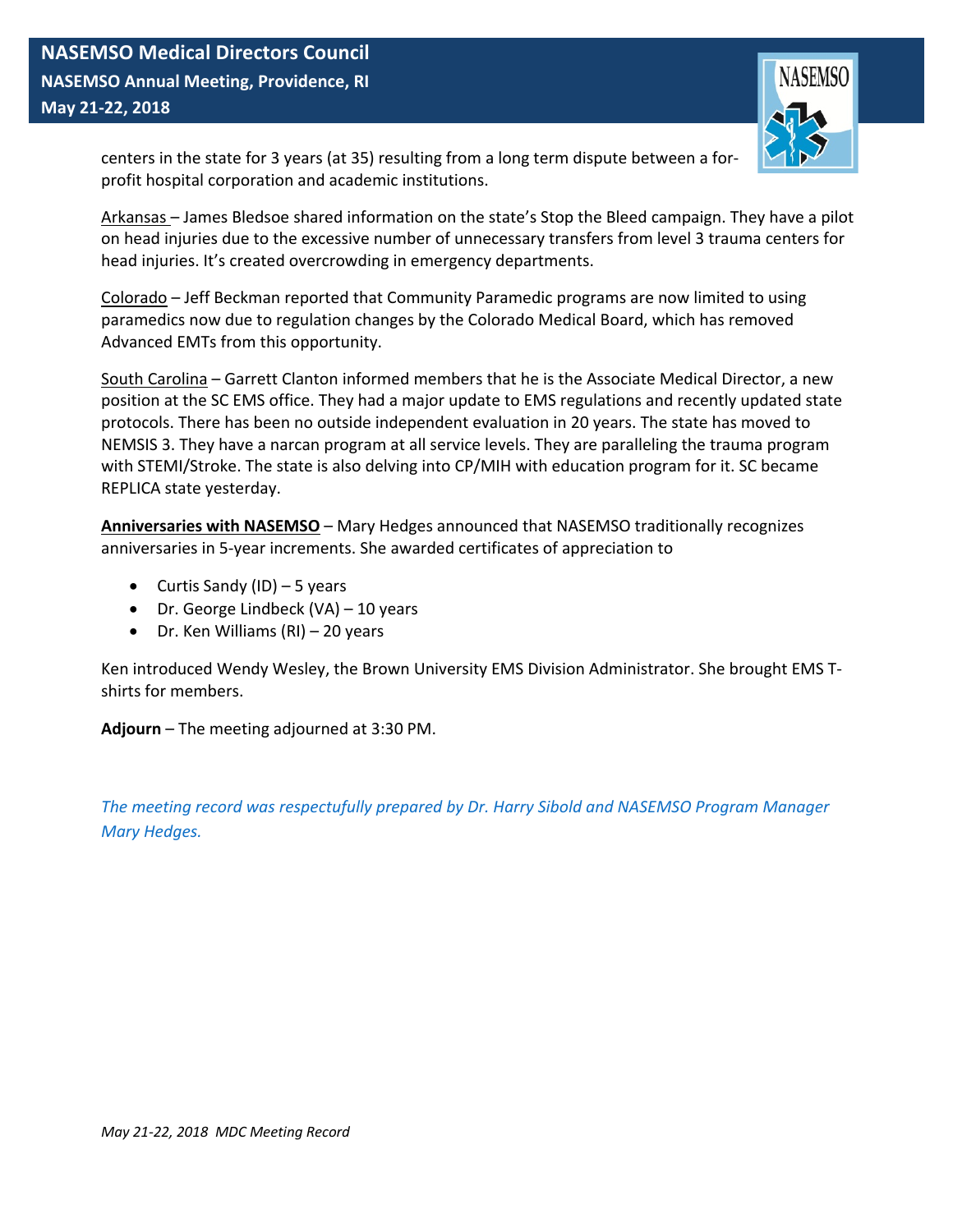centers in the state for 3 years (at 35) resulting from a long term dispute between a for-profit hospital corporation and academic institutions.

Arkansas – James Bledsoe shared information on the state's Stop the Bleed campaign. They have a pilot on head injuries due to the excessive number of unnecessary transfers from level 3 trauma centers for head injuries. It's created overcrowding in emergency departments.

Colorado – Jeff Beckman reported that Community Paramedic programs are now limited to using paramedics now due to regulation changes by the Colorado Medical Board, which has removed Advanced EMTs from this opportunity.

South Carolina – Garrett Clanton informed members that he is the Associate Medical Director, a new position at the SC EMS office. They had a major update to EMS regulations and recently updated state protocols. There has been no outside independent evaluation in 20 years. The state has moved to NEMSIS 3. They have a narcan program at all service levels. They are paralleling the trauma program with STEMI/Stroke. The state is also delving into CP/MIH with education program for it. SC became REPLICA state yesterday.

**Anniversaries with NASEMSO** – Mary Hedges announced that NASEMSO traditionally recognizes anniversaries in 5-year increments. She awarded certificates of appreciation to

- Curtis Sandy (ID) – 5 years
- Dr. George Lindbeck (VA) – 10 years
- Dr. Ken Williams (RI) – 20 years

Ken introduced Wendy Wesley, the Brown University EMS Division Administrator. She brought EMS T-shirts for members.

**Adjourn** – The meeting adjourned at 3:30 PM.

*The meeting record was respectfully prepared by Dr. Harry Sibold and NASEMSO Program Manager Mary Hedges.*